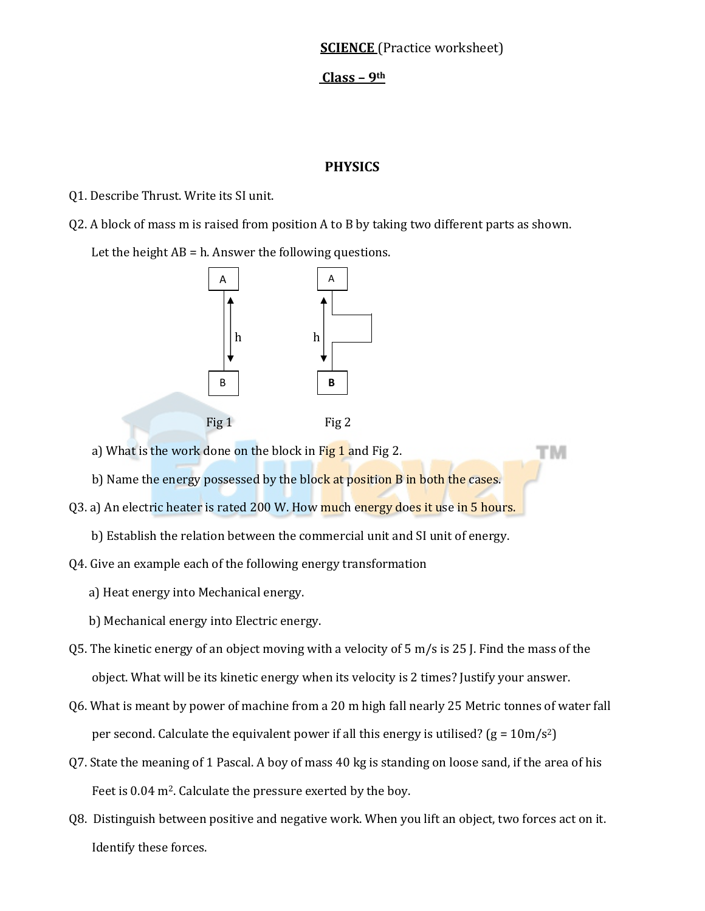**SCIENCE** (Practice worksheet)

**Class – 9th**

## PHYSICS

Q1. Describe Thrust. Write its SI unit.

Q2. A block of mass m is raised from position A to B by taking two different parts as shown. Let the height AB = h. Answer the following questions.

Fig 1 Fig 2

a) What is the work done on the block in Fig 1 and Fig 2.

b) Name the energy possessed by the block at position B in both the cases.

Q3. a) An electric heater is rated 200 W. How much energy does it use in 5 hours.

b) Establish the relation between the commercial unit and SI unit of energy.

Q4. Give an example each of the following energy transformation

a) Heat energy into Mechanical energy.

b) Mechanical energy into Electric energy.

Q5. The kinetic energy of an object moving with a velocity of 5 m/s is 25 J. Find the mass of the object. What will be its kinetic energy when its velocity is 2 times? Justify your answer.

Q6. What is meant by power of machine from a 20 m high fall nearly 25 Metric tonnes of water fall per second. Calculate the equivalent power if all this energy is utilised? ($g = 10 m/s^2$)

Q7. State the meaning of 1 Pascal. A boy of mass 40 kg is standing on loose sand, if the area of his Feet is 0.04 $m^2$. Calculate the pressure exerted by the boy.

Q8. Distinguish between positive and negative work. When you lift an object, two forces act on it. Identify these forces.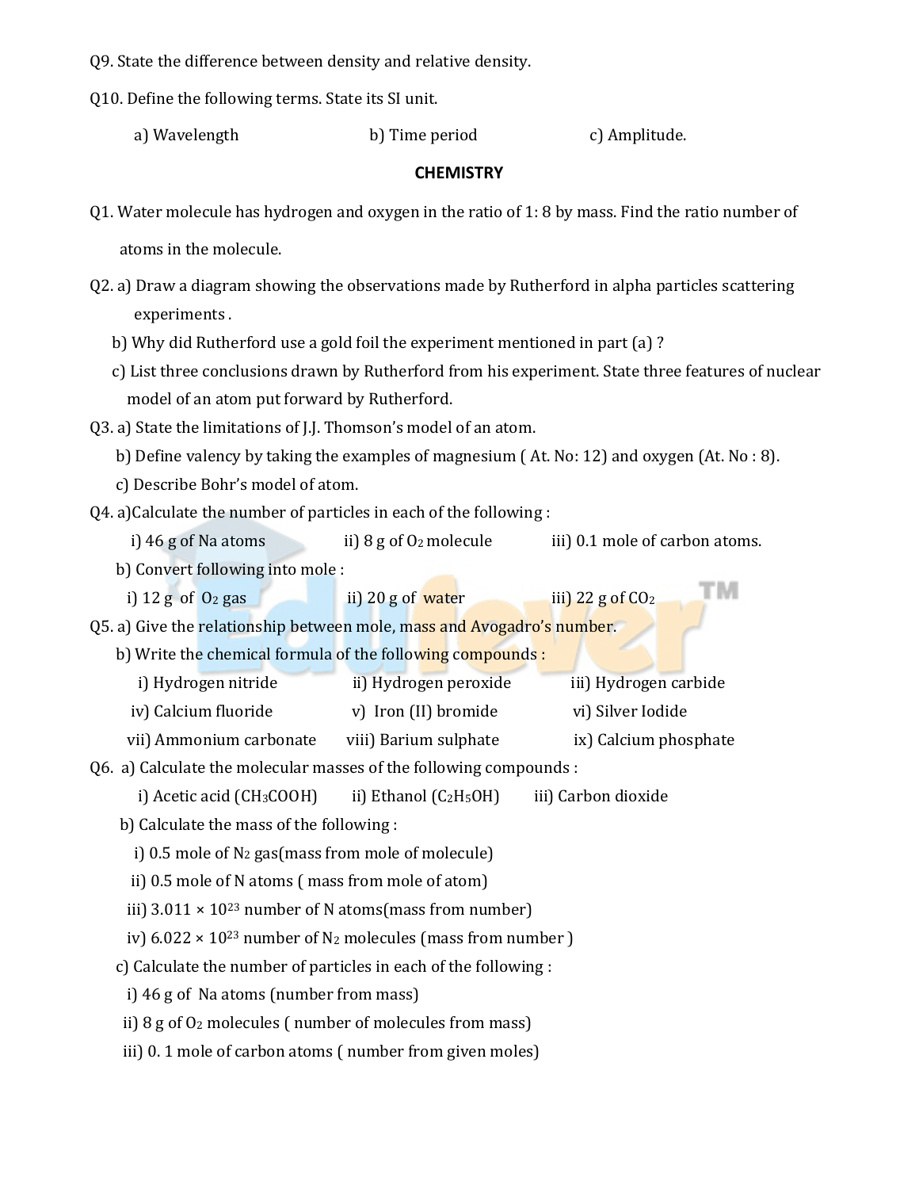Q9. State the difference between density and relative density.

Q10. Define the following terms. State its SI unit.

a) Wavelength b) Time period c) Amplitude.

## CHEMISTRY

Q1. Water molecule has hydrogen and oxygen in the ratio of 1: 8 by mass. Find the ratio number of atoms in the molecule.

Q2. a) Draw a diagram showing the observations made by Rutherford in alpha particles scattering experiments .

b) Why did Rutherford use a gold foil the experiment mentioned in part (a) ?

c) List three conclusions drawn by Rutherford from his experiment. State three features of nuclear model of an atom put forward by Rutherford.

Q3. a) State the limitations of J.J. Thomson's model of an atom.

b) Define valency by taking the examples of magnesium ( At. No: 12) and oxygen (At. No : 8).

c) Describe Bohr's model of atom.

Q4. a)Calculate the number of particles in each of the following :

i) 46 g of Na atoms ii) 8 g of $O_2$ molecule iii) 0.1 mole of carbon atoms.

b) Convert following into mole :

i) 12 g of $O_2$ gas ii) 20 g of water iii) 22 g of $CO_2$

Q5. a) Give the relationship between mole, mass and Avogadro's number.

b) Write the chemical formula of the following compounds :

i) Hydrogen nitride ii) Hydrogen peroxide iii) Hydrogen carbide

iv) Calcium fluoride v) Iron (II) bromide vi) Silver Iodide

vii) Ammonium carbonate viii) Barium sulphate ix) Calcium phosphate

Q6. a) Calculate the molecular masses of the following compounds :

i) Acetic acid ($CH_3COOH$) ii) Ethanol ($C_2H_5OH$) iii) Carbon dioxide

b) Calculate the mass of the following :

i) 0.5 mole of $N_2$ gas(mass from mole of molecule)

ii) 0.5 mole of N atoms ( mass from mole of atom)

iii) $3.011 \times 10^{23}$ number of N atoms(mass from number)

iv) $6.022 \times 10^{23}$ number of $N_2$ molecules (mass from number )

c) Calculate the number of particles in each of the following :

i) 46 g of Na atoms (number from mass)

ii) 8 g of $O_2$ molecules ( number of molecules from mass)

iii) 0. 1 mole of carbon atoms ( number from given moles)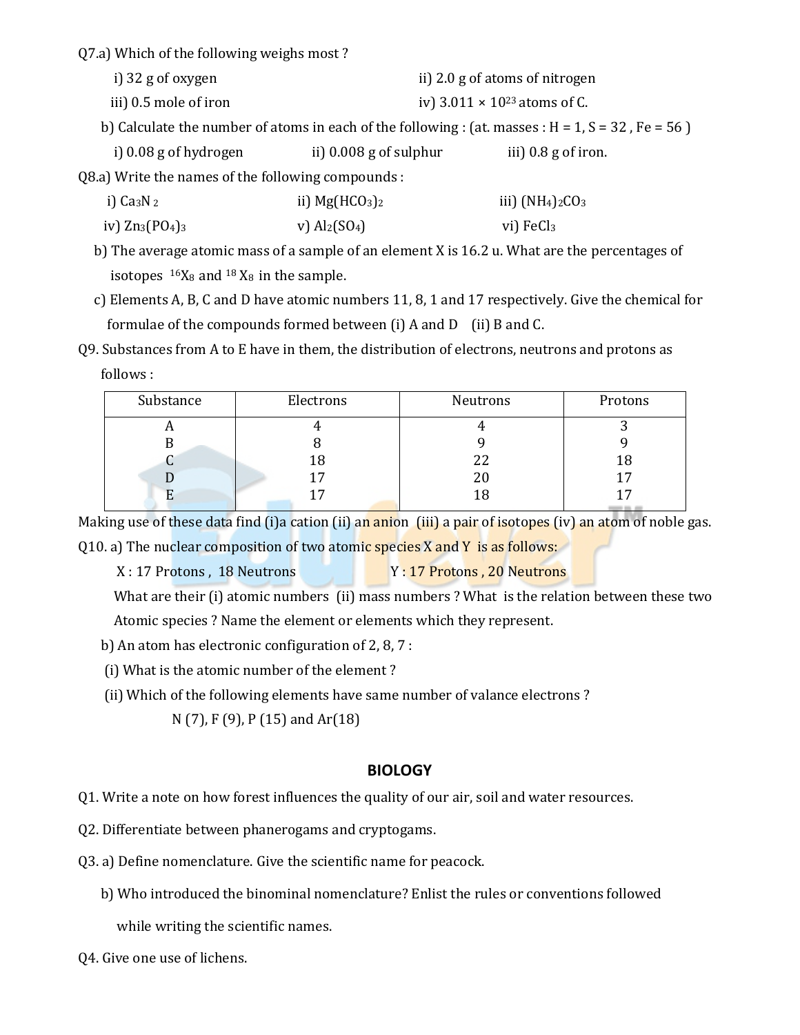Q7.a) Which of the following weighs most ?

i) 32 g of oxygen  ii) 2.0 g of atoms of nitrogen

iii) 0.5 mole of iron  iv) $3.011 \times 10^{23}$ atoms of C.

b) Calculate the number of atoms in each of the following : (at. masses : H = 1, S = 32 , Fe = 56 )

i) 0.08 g of hydrogen  ii) 0.008 g of sulphur  iii) 0.8 g of iron.

Q8.a) Write the names of the following compounds :

i) $Ca_3N_2$  ii) $Mg(HCO_3)_2$  iii) $(NH_4)_2CO_3$

iv) $Zn_3(PO_4)_3$  v) $Al_2(SO_4)$  vi) $FeCl_3$

b) The average atomic mass of a sample of an element X is 16.2 u. What are the percentages of isotopes $^{16}X_8$ and $^{18}X_8$ in the sample.

c) Elements A, B, C and D have atomic numbers 11, 8, 1 and 17 respectively. Give the chemical for formulae of the compounds formed between (i) A and D  (ii) B and C.

Q9. Substances from A to E have in them, the distribution of electrons, neutrons and protons as follows :

| Substance | Electrons | Neutrons | Protons |
|---|---|---|---|
| A | 4 | 4 | 3 |
| B | 8 | 9 | 9 |
| C | 18 | 22 | 18 |
| D | 17 | 20 | 17 |
| E | 17 | 18 | 17 |

Making use of these data find (i)a cation (ii) an anion (iii) a pair of isotopes (iv) an atom of noble gas.

Q10. a) The nuclear composition of two atomic species X and Y is as follows:

X : 17 Protons , 18 Neutrons  Y : 17 Protons , 20 Neutrons

What are their (i) atomic numbers (ii) mass numbers ? What is the relation between these two Atomic species ? Name the element or elements which they represent.

b) An atom has electronic configuration of 2, 8, 7 :

(i) What is the atomic number of the element ?

(ii) Which of the following elements have same number of valance electrons ?

N (7), F (9), P (15) and Ar(18)

## BIOLOGY

Q1. Write a note on how forest influences the quality of our air, soil and water resources.

Q2. Differentiate between phanerogams and cryptogams.

Q3. a) Define nomenclature. Give the scientific name for peacock.

b) Who introduced the binominal nomenclature? Enlist the rules or conventions followed while writing the scientific names.

Q4. Give one use of lichens.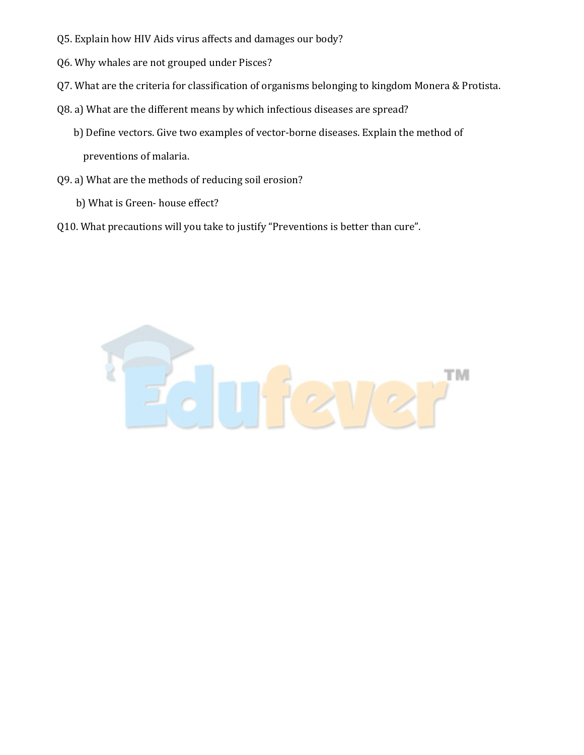Q5. Explain how HIV Aids virus affects and damages our body?

Q6. Why whales are not grouped under Pisces?

Q7. What are the criteria for classification of organisms belonging to kingdom Monera & Protista.

Q8. a) What are the different means by which infectious diseases are spread?

b) Define vectors. Give two examples of vector-borne diseases. Explain the method of preventions of malaria.

Q9. a) What are the methods of reducing soil erosion?

b) What is Green- house effect?

Q10. What precautions will you take to justify "Preventions is better than cure".